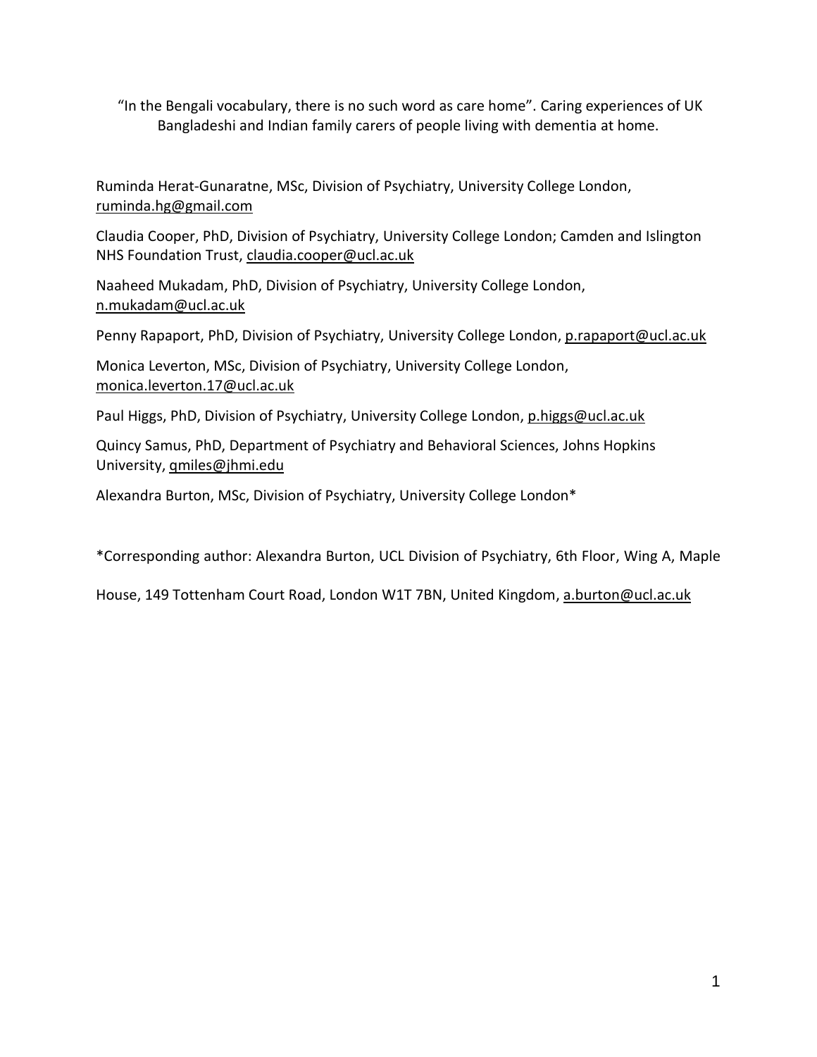# "In the Bengali vocabulary, there is no such word as care home". Caring experiences of UK Bangladeshi and Indian family carers of people living with dementia at home.

Ruminda Herat-Gunaratne, MSc, Division of Psychiatry, University College London, ruminda.hg@gmail.com

Claudia Cooper, PhD, Division of Psychiatry, University College London; Camden and Islington NHS Foundation Trust, claudia.cooper@ucl.ac.uk

Naaheed Mukadam, PhD, Division of Psychiatry, University College London, n.mukadam@ucl.ac.uk

Penny Rapaport, PhD, Division of Psychiatry, University College London, p.rapaport@ucl.ac.uk

Monica Leverton, MSc, Division of Psychiatry, University College London, monica.leverton.17@ucl.ac.uk

Paul Higgs, PhD, Division of Psychiatry, University College London, p.higgs@ucl.ac.uk

Quincy Samus, PhD, Department of Psychiatry and Behavioral Sciences, Johns Hopkins University, qmiles@jhmi.edu

Alexandra Burton, MSc, Division of Psychiatry, University College London*

*Corresponding author: Alexandra Burton, UCL Division of Psychiatry, 6th Floor, Wing A, Maple House, 149 Tottenham Court Road, London W1T 7BN, United Kingdom, a.burton@ucl.ac.uk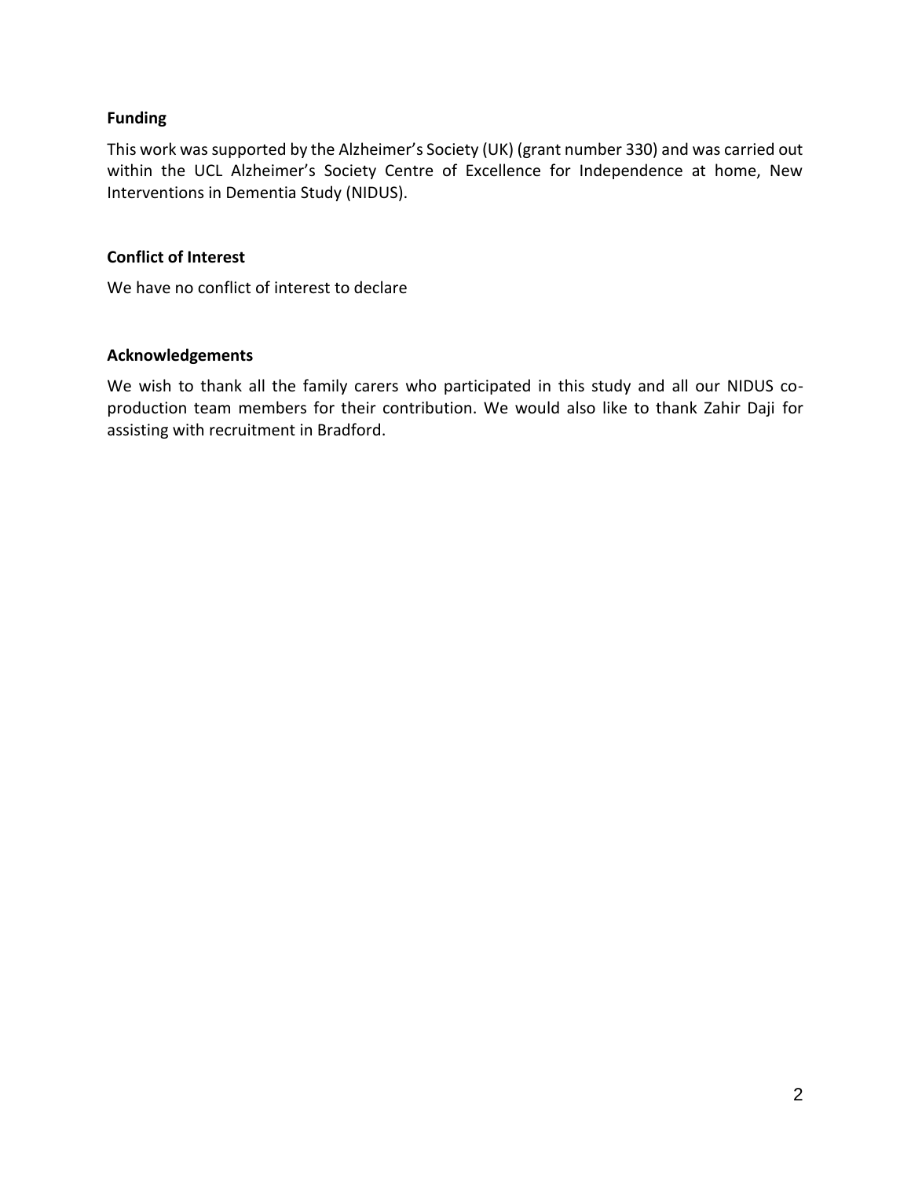## Funding

This work was supported by the Alzheimer's Society (UK) (grant number 330) and was carried out within the UCL Alzheimer's Society Centre of Excellence for Independence at home, New Interventions in Dementia Study (NIDUS).

## Conflict of Interest

We have no conflict of interest to declare

## Acknowledgements

We wish to thank all the family carers who participated in this study and all our NIDUS co-production team members for their contribution. We would also like to thank Zahir Daji for assisting with recruitment in Bradford.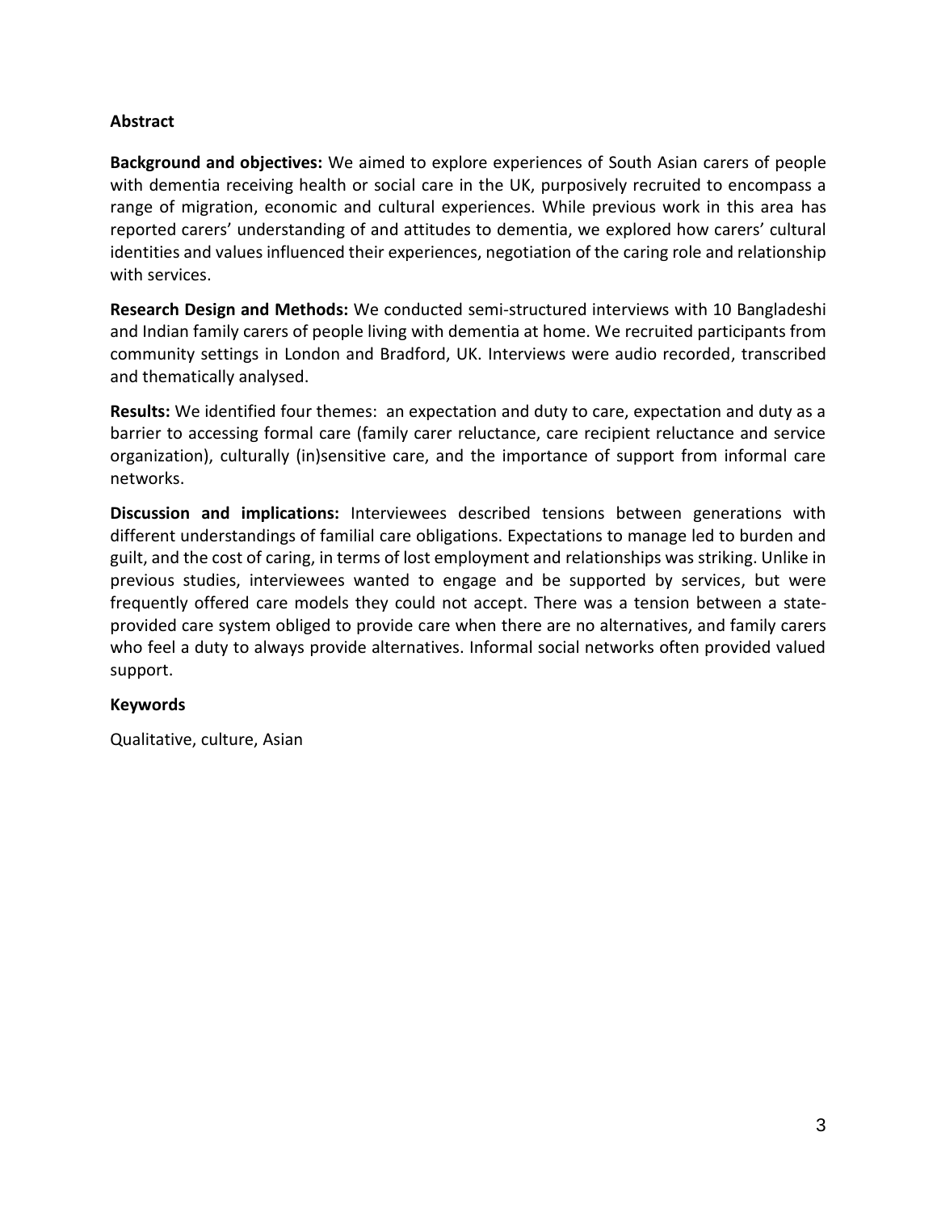## Abstract

**Background and objectives:** We aimed to explore experiences of South Asian carers of people with dementia receiving health or social care in the UK, purposively recruited to encompass a range of migration, economic and cultural experiences. While previous work in this area has reported carers' understanding of and attitudes to dementia, we explored how carers' cultural identities and values influenced their experiences, negotiation of the caring role and relationship with services.

**Research Design and Methods:** We conducted semi-structured interviews with 10 Bangladeshi and Indian family carers of people living with dementia at home. We recruited participants from community settings in London and Bradford, UK. Interviews were audio recorded, transcribed and thematically analysed.

**Results:** We identified four themes: an expectation and duty to care, expectation and duty as a barrier to accessing formal care (family carer reluctance, care recipient reluctance and service organization), culturally (in)sensitive care, and the importance of support from informal care networks.

**Discussion and implications:** Interviewees described tensions between generations with different understandings of familial care obligations. Expectations to manage led to burden and guilt, and the cost of caring, in terms of lost employment and relationships was striking. Unlike in previous studies, interviewees wanted to engage and be supported by services, but were frequently offered care models they could not accept. There was a tension between a state-provided care system obliged to provide care when there are no alternatives, and family carers who feel a duty to always provide alternatives. Informal social networks often provided valued support.

## Keywords

Qualitative, culture, Asian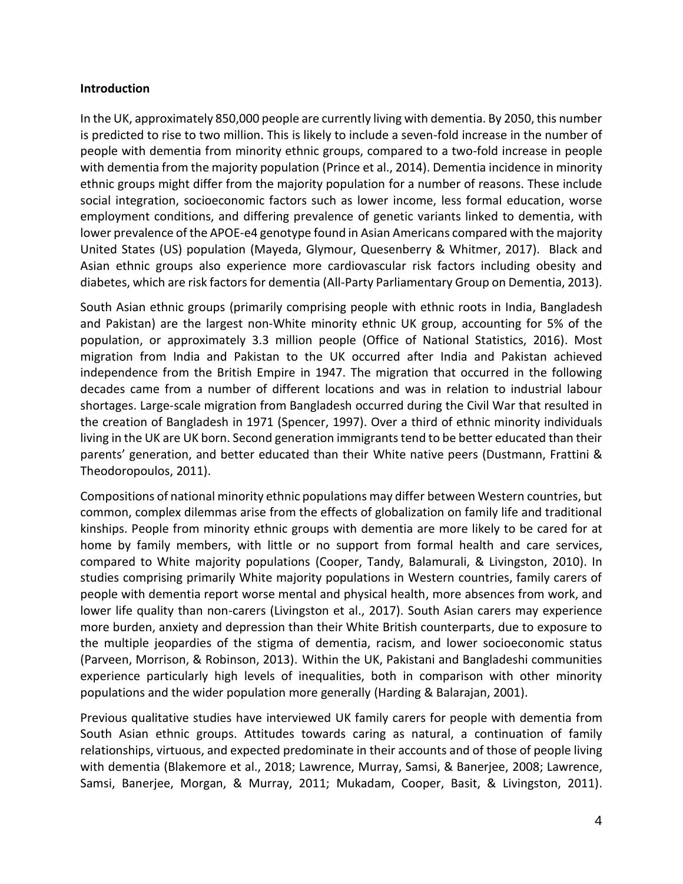**Introduction**

In the UK, approximately 850,000 people are currently living with dementia. By 2050, this number is predicted to rise to two million. This is likely to include a seven-fold increase in the number of people with dementia from minority ethnic groups, compared to a two-fold increase in people with dementia from the majority population (Prince et al., 2014). Dementia incidence in minority ethnic groups might differ from the majority population for a number of reasons. These include social integration, socioeconomic factors such as lower income, less formal education, worse employment conditions, and differing prevalence of genetic variants linked to dementia, with lower prevalence of the APOE-e4 genotype found in Asian Americans compared with the majority United States (US) population (Mayeda, Glymour, Quesenberry & Whitmer, 2017). Black and Asian ethnic groups also experience more cardiovascular risk factors including obesity and diabetes, which are risk factors for dementia (All-Party Parliamentary Group on Dementia, 2013).

South Asian ethnic groups (primarily comprising people with ethnic roots in India, Bangladesh and Pakistan) are the largest non-White minority ethnic UK group, accounting for 5% of the population, or approximately 3.3 million people (Office of National Statistics, 2016). Most migration from India and Pakistan to the UK occurred after India and Pakistan achieved independence from the British Empire in 1947. The migration that occurred in the following decades came from a number of different locations and was in relation to industrial labour shortages. Large-scale migration from Bangladesh occurred during the Civil War that resulted in the creation of Bangladesh in 1971 (Spencer, 1997). Over a third of ethnic minority individuals living in the UK are UK born. Second generation immigrants tend to be better educated than their parents' generation, and better educated than their White native peers (Dustmann, Frattini & Theodoropoulos, 2011).

Compositions of national minority ethnic populations may differ between Western countries, but common, complex dilemmas arise from the effects of globalization on family life and traditional kinships. People from minority ethnic groups with dementia are more likely to be cared for at home by family members, with little or no support from formal health and care services, compared to White majority populations (Cooper, Tandy, Balamurali, & Livingston, 2010). In studies comprising primarily White majority populations in Western countries, family carers of people with dementia report worse mental and physical health, more absences from work, and lower life quality than non-carers (Livingston et al., 2017). South Asian carers may experience more burden, anxiety and depression than their White British counterparts, due to exposure to the multiple jeopardies of the stigma of dementia, racism, and lower socioeconomic status (Parveen, Morrison, & Robinson, 2013). Within the UK, Pakistani and Bangladeshi communities experience particularly high levels of inequalities, both in comparison with other minority populations and the wider population more generally (Harding & Balarajan, 2001).

Previous qualitative studies have interviewed UK family carers for people with dementia from South Asian ethnic groups. Attitudes towards caring as natural, a continuation of family relationships, virtuous, and expected predominate in their accounts and of those of people living with dementia (Blakemore et al., 2018; Lawrence, Murray, Samsi, & Banerjee, 2008; Lawrence, Samsi, Banerjee, Morgan, & Murray, 2011; Mukadam, Cooper, Basit, & Livingston, 2011).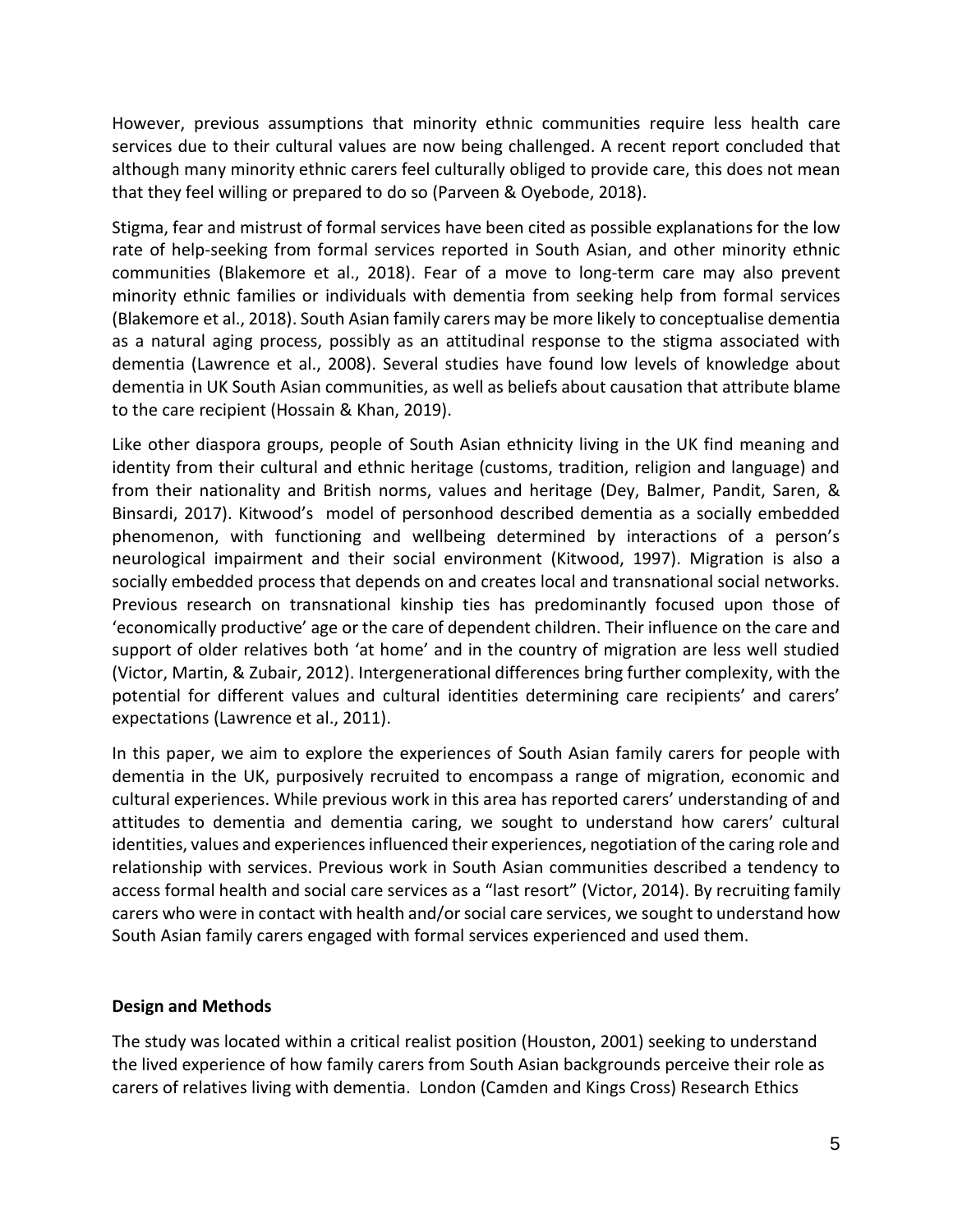However, previous assumptions that minority ethnic communities require less health care services due to their cultural values are now being challenged. A recent report concluded that although many minority ethnic carers feel culturally obliged to provide care, this does not mean that they feel willing or prepared to do so (Parveen & Oyebode, 2018).

Stigma, fear and mistrust of formal services have been cited as possible explanations for the low rate of help-seeking from formal services reported in South Asian, and other minority ethnic communities (Blakemore et al., 2018). Fear of a move to long-term care may also prevent minority ethnic families or individuals with dementia from seeking help from formal services (Blakemore et al., 2018). South Asian family carers may be more likely to conceptualise dementia as a natural aging process, possibly as an attitudinal response to the stigma associated with dementia (Lawrence et al., 2008). Several studies have found low levels of knowledge about dementia in UK South Asian communities, as well as beliefs about causation that attribute blame to the care recipient (Hossain & Khan, 2019).

Like other diaspora groups, people of South Asian ethnicity living in the UK find meaning and identity from their cultural and ethnic heritage (customs, tradition, religion and language) and from their nationality and British norms, values and heritage (Dey, Balmer, Pandit, Saren, & Binsardi, 2017). Kitwood's model of personhood described dementia as a socially embedded phenomenon, with functioning and wellbeing determined by interactions of a person's neurological impairment and their social environment (Kitwood, 1997). Migration is also a socially embedded process that depends on and creates local and transnational social networks. Previous research on transnational kinship ties has predominantly focused upon those of 'economically productive' age or the care of dependent children. Their influence on the care and support of older relatives both 'at home' and in the country of migration are less well studied (Victor, Martin, & Zubair, 2012). Intergenerational differences bring further complexity, with the potential for different values and cultural identities determining care recipients' and carers' expectations (Lawrence et al., 2011).

In this paper, we aim to explore the experiences of South Asian family carers for people with dementia in the UK, purposively recruited to encompass a range of migration, economic and cultural experiences. While previous work in this area has reported carers' understanding of and attitudes to dementia and dementia caring, we sought to understand how carers' cultural identities, values and experiences influenced their experiences, negotiation of the caring role and relationship with services. Previous work in South Asian communities described a tendency to access formal health and social care services as a "last resort" (Victor, 2014). By recruiting family carers who were in contact with health and/or social care services, we sought to understand how South Asian family carers engaged with formal services experienced and used them.

## Design and Methods

The study was located within a critical realist position (Houston, 2001) seeking to understand the lived experience of how family carers from South Asian backgrounds perceive their role as carers of relatives living with dementia. London (Camden and Kings Cross) Research Ethics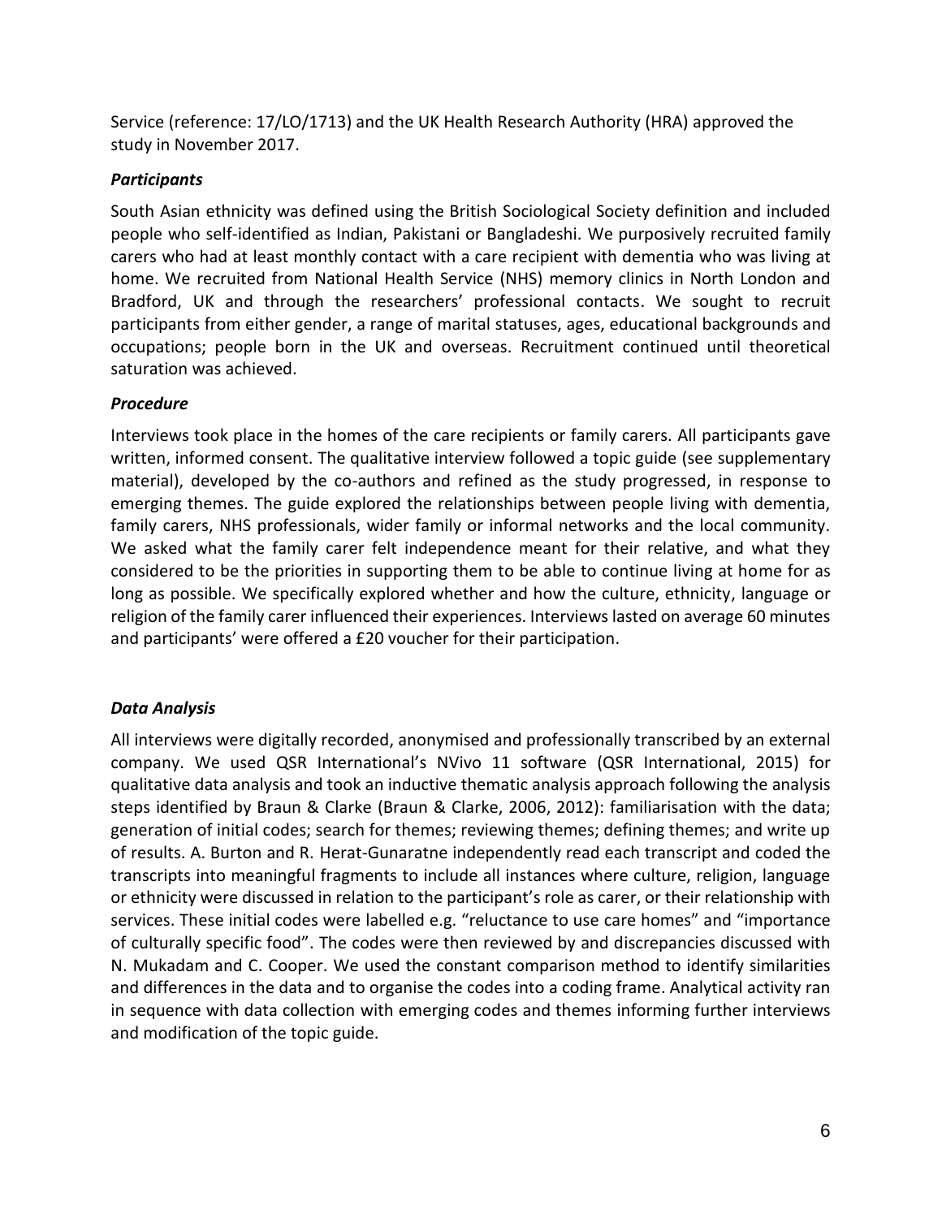Service (reference: 17/LO/1713) and the UK Health Research Authority (HRA) approved the study in November 2017.

### *Participants*

South Asian ethnicity was defined using the British Sociological Society definition and included people who self-identified as Indian, Pakistani or Bangladeshi. We purposively recruited family carers who had at least monthly contact with a care recipient with dementia who was living at home. We recruited from National Health Service (NHS) memory clinics in North London and Bradford, UK and through the researchers' professional contacts. We sought to recruit participants from either gender, a range of marital statuses, ages, educational backgrounds and occupations; people born in the UK and overseas. Recruitment continued until theoretical saturation was achieved.

### *Procedure*

Interviews took place in the homes of the care recipients or family carers. All participants gave written, informed consent. The qualitative interview followed a topic guide (see supplementary material), developed by the co-authors and refined as the study progressed, in response to emerging themes. The guide explored the relationships between people living with dementia, family carers, NHS professionals, wider family or informal networks and the local community. We asked what the family carer felt independence meant for their relative, and what they considered to be the priorities in supporting them to be able to continue living at home for as long as possible. We specifically explored whether and how the culture, ethnicity, language or religion of the family carer influenced their experiences. Interviews lasted on average 60 minutes and participants' were offered a £20 voucher for their participation.

### *Data Analysis*

All interviews were digitally recorded, anonymised and professionally transcribed by an external company. We used QSR International's NVivo 11 software (QSR International, 2015) for qualitative data analysis and took an inductive thematic analysis approach following the analysis steps identified by Braun & Clarke (Braun & Clarke, 2006, 2012): familiarisation with the data; generation of initial codes; search for themes; reviewing themes; defining themes; and write up of results. A. Burton and R. Herat-Gunaratne independently read each transcript and coded the transcripts into meaningful fragments to include all instances where culture, religion, language or ethnicity were discussed in relation to the participant's role as carer, or their relationship with services. These initial codes were labelled e.g. "reluctance to use care homes" and "importance of culturally specific food". The codes were then reviewed by and discrepancies discussed with N. Mukadam and C. Cooper. We used the constant comparison method to identify similarities and differences in the data and to organise the codes into a coding frame. Analytical activity ran in sequence with data collection with emerging codes and themes informing further interviews and modification of the topic guide.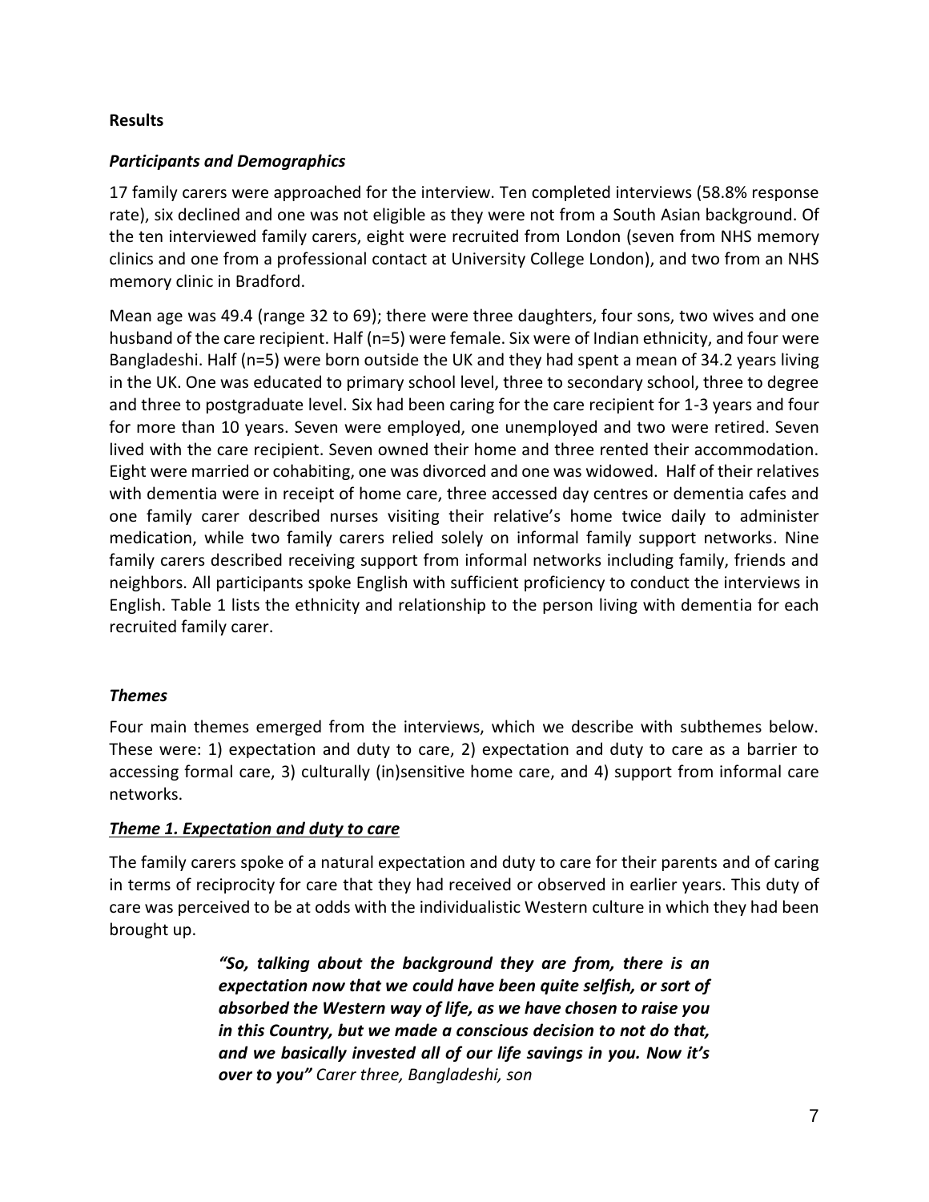## Results

### *Participants and Demographics*

17 family carers were approached for the interview. Ten completed interviews (58.8% response rate), six declined and one was not eligible as they were not from a South Asian background. Of the ten interviewed family carers, eight were recruited from London (seven from NHS memory clinics and one from a professional contact at University College London), and two from an NHS memory clinic in Bradford.

Mean age was 49.4 (range 32 to 69); there were three daughters, four sons, two wives and one husband of the care recipient. Half (n=5) were female. Six were of Indian ethnicity, and four were Bangladeshi. Half (n=5) were born outside the UK and they had spent a mean of 34.2 years living in the UK. One was educated to primary school level, three to secondary school, three to degree and three to postgraduate level. Six had been caring for the care recipient for 1-3 years and four for more than 10 years. Seven were employed, one unemployed and two were retired. Seven lived with the care recipient. Seven owned their home and three rented their accommodation. Eight were married or cohabiting, one was divorced and one was widowed. Half of their relatives with dementia were in receipt of home care, three accessed day centres or dementia cafes and one family carer described nurses visiting their relative's home twice daily to administer medication, while two family carers relied solely on informal family support networks. Nine family carers described receiving support from informal networks including family, friends and neighbors. All participants spoke English with sufficient proficiency to conduct the interviews in English. Table 1 lists the ethnicity and relationship to the person living with dementia for each recruited family carer.

### *Themes*

Four main themes emerged from the interviews, which we describe with subthemes below. These were: 1) expectation and duty to care, 2) expectation and duty to care as a barrier to accessing formal care, 3) culturally (in)sensitive home care, and 4) support from informal care networks.

### ***Theme 1. Expectation and duty to care***

The family carers spoke of a natural expectation and duty to care for their parents and of caring in terms of reciprocity for care that they had received or observed in earlier years. This duty of care was perceived to be at odds with the individualistic Western culture in which they had been brought up.

> ***"So, talking about the background they are from, there is an expectation now that we could have been quite selfish, or sort of absorbed the Western way of life, as we have chosen to raise you in this Country, but we made a conscious decision to not do that, and we basically invested all of our life savings in you. Now it's over to you"*** *Carer three, Bangladeshi, son*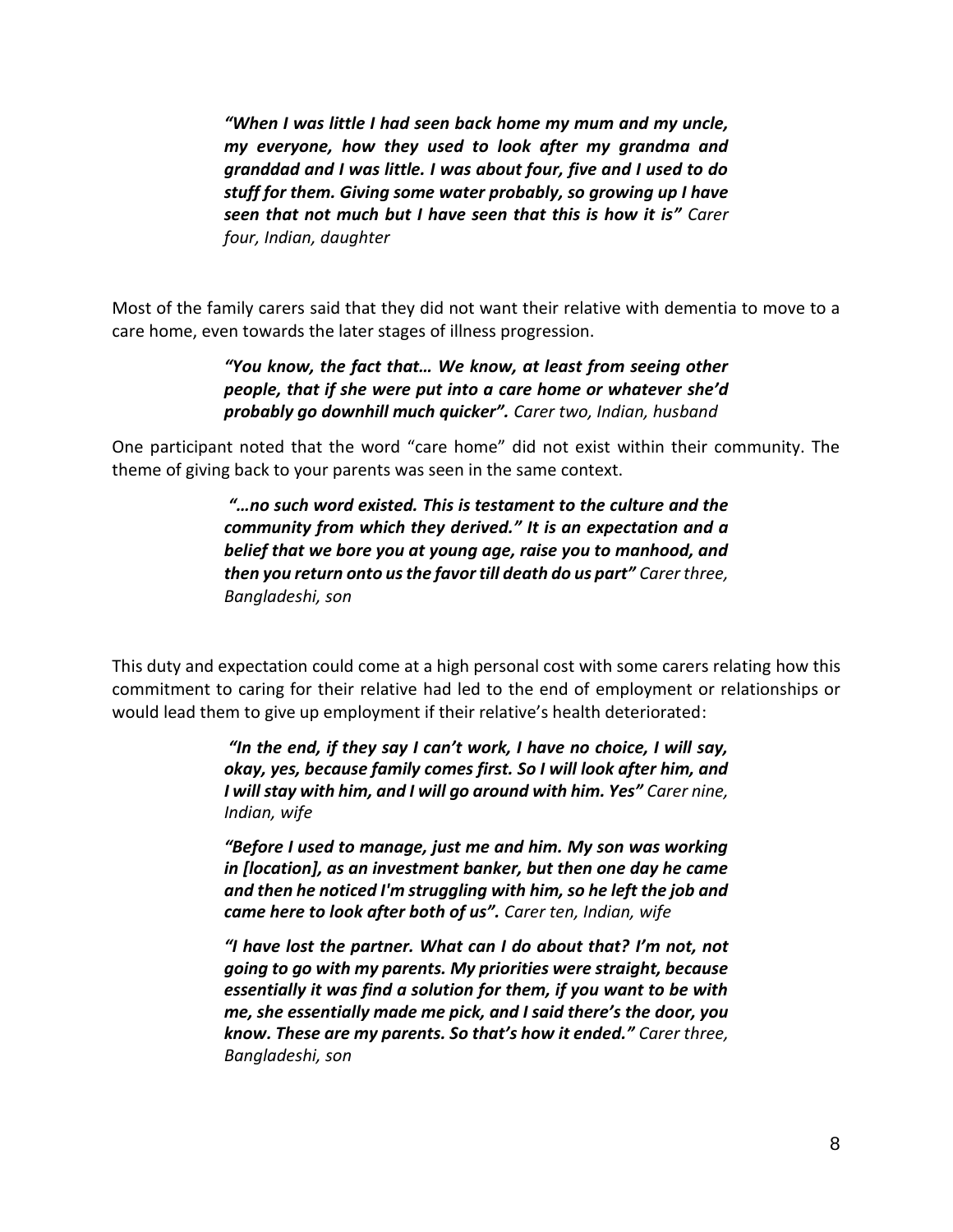> ***"When I was little I had seen back home my mum and my uncle, my everyone, how they used to look after my grandma and granddad and I was little. I was about four, five and I used to do stuff for them. Giving some water probably, so growing up I have seen that not much but I have seen that this is how it is"*** *Carer four, Indian, daughter*

Most of the family carers said that they did not want their relative with dementia to move to a care home, even towards the later stages of illness progression.

> ***"You know, the fact that… We know, at least from seeing other people, that if she were put into a care home or whatever she'd probably go downhill much quicker".*** *Carer two, Indian, husband*

One participant noted that the word "care home" did not exist within their community. The theme of giving back to your parents was seen in the same context.

> ***"…no such word existed. This is testament to the culture and the community from which they derived." It is an expectation and a belief that we bore you at young age, raise you to manhood, and then you return onto us the favor till death do us part"*** *Carer three, Bangladeshi, son*

This duty and expectation could come at a high personal cost with some carers relating how this commitment to caring for their relative had led to the end of employment or relationships or would lead them to give up employment if their relative's health deteriorated:

> ***"In the end, if they say I can't work, I have no choice, I will say, okay, yes, because family comes first. So I will look after him, and I will stay with him, and I will go around with him. Yes"*** *Carer nine, Indian, wife*

> ***"Before I used to manage, just me and him. My son was working in [location], as an investment banker, but then one day he came and then he noticed I'm struggling with him, so he left the job and came here to look after both of us".*** *Carer ten, Indian, wife*

> ***"I have lost the partner. What can I do about that? I'm not, not going to go with my parents. My priorities were straight, because essentially it was find a solution for them, if you want to be with me, she essentially made me pick, and I said there's the door, you know. These are my parents. So that's how it ended."*** *Carer three, Bangladeshi, son*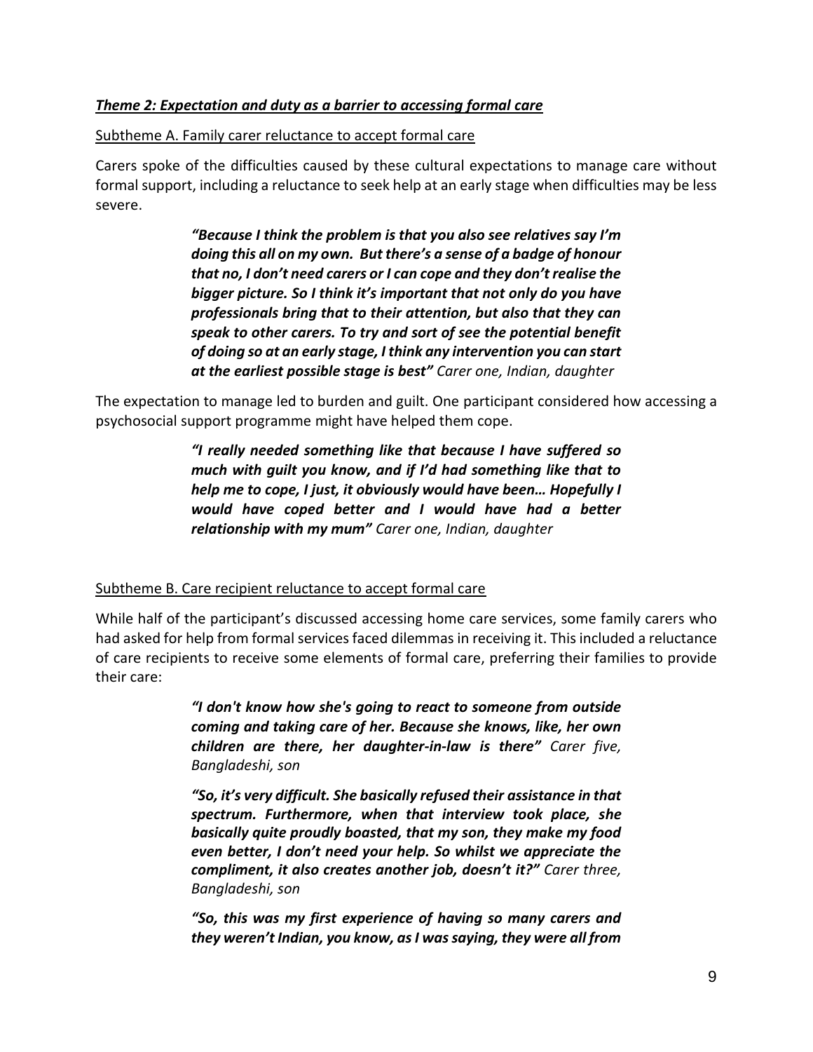### ***Theme 2: Expectation and duty as a barrier to accessing formal care***

Subtheme A. Family carer reluctance to accept formal care

Carers spoke of the difficulties caused by these cultural expectations to manage care without formal support, including a reluctance to seek help at an early stage when difficulties may be less severe.

> ***"Because I think the problem is that you also see relatives say I'm doing this all on my own. But there's a sense of a badge of honour that no, I don't need carers or I can cope and they don't realise the bigger picture. So I think it's important that not only do you have professionals bring that to their attention, but also that they can speak to other carers. To try and sort of see the potential benefit of doing so at an early stage, I think any intervention you can start at the earliest possible stage is best"*** *Carer one, Indian, daughter*

The expectation to manage led to burden and guilt. One participant considered how accessing a psychosocial support programme might have helped them cope.

> ***"I really needed something like that because I have suffered so much with guilt you know, and if I'd had something like that to help me to cope, I just, it obviously would have been… Hopefully I would have coped better and I would have had a better relationship with my mum"*** *Carer one, Indian, daughter*

Subtheme B. Care recipient reluctance to accept formal care

While half of the participant's discussed accessing home care services, some family carers who had asked for help from formal services faced dilemmas in receiving it. This included a reluctance of care recipients to receive some elements of formal care, preferring their families to provide their care:

> ***"I don't know how she's going to react to someone from outside coming and taking care of her. Because she knows, like, her own children are there, her daughter-in-law is there"*** *Carer five, Bangladeshi, son*

> ***"So, it's very difficult. She basically refused their assistance in that spectrum. Furthermore, when that interview took place, she basically quite proudly boasted, that my son, they make my food even better, I don't need your help. So whilst we appreciate the compliment, it also creates another job, doesn't it?"*** *Carer three, Bangladeshi, son*

> ***"So, this was my first experience of having so many carers and they weren't Indian, you know, as I was saying, they were all from***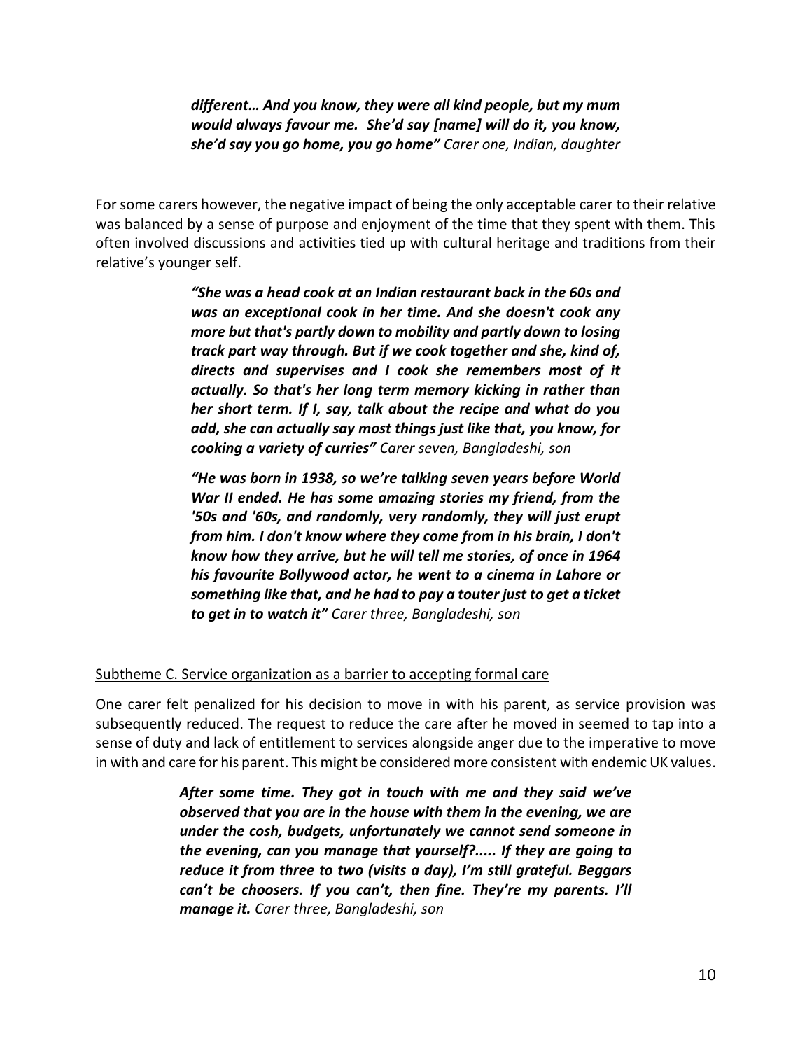***different… And you know, they were all kind people, but my mum would always favour me. She'd say [name] will do it, you know, she'd say you go home, you go home"*** *Carer one, Indian, daughter*

For some carers however, the negative impact of being the only acceptable carer to their relative was balanced by a sense of purpose and enjoyment of the time that they spent with them. This often involved discussions and activities tied up with cultural heritage and traditions from their relative's younger self.

> ***"She was a head cook at an Indian restaurant back in the 60s and was an exceptional cook in her time. And she doesn't cook any more but that's partly down to mobility and partly down to losing track part way through. But if we cook together and she, kind of, directs and supervises and I cook she remembers most of it actually. So that's her long term memory kicking in rather than her short term. If I, say, talk about the recipe and what do you add, she can actually say most things just like that, you know, for cooking a variety of curries"*** *Carer seven, Bangladeshi, son*

> ***"He was born in 1938, so we're talking seven years before World War II ended. He has some amazing stories my friend, from the '50s and '60s, and randomly, very randomly, they will just erupt from him. I don't know where they come from in his brain, I don't know how they arrive, but he will tell me stories, of once in 1964 his favourite Bollywood actor, he went to a cinema in Lahore or something like that, and he had to pay a touter just to get a ticket to get in to watch it"*** *Carer three, Bangladeshi, son*

<u>Subtheme C. Service organization as a barrier to accepting formal care</u>

One carer felt penalized for his decision to move in with his parent, as service provision was subsequently reduced. The request to reduce the care after he moved in seemed to tap into a sense of duty and lack of entitlement to services alongside anger due to the imperative to move in with and care for his parent. This might be considered more consistent with endemic UK values.

> ***After some time. They got in touch with me and they said we've observed that you are in the house with them in the evening, we are under the cosh, budgets, unfortunately we cannot send someone in the evening, can you manage that yourself?..... If they are going to reduce it from three to two (visits a day), I'm still grateful. Beggars can't be choosers. If you can't, then fine. They're my parents. I'll manage it.*** *Carer three, Bangladeshi, son*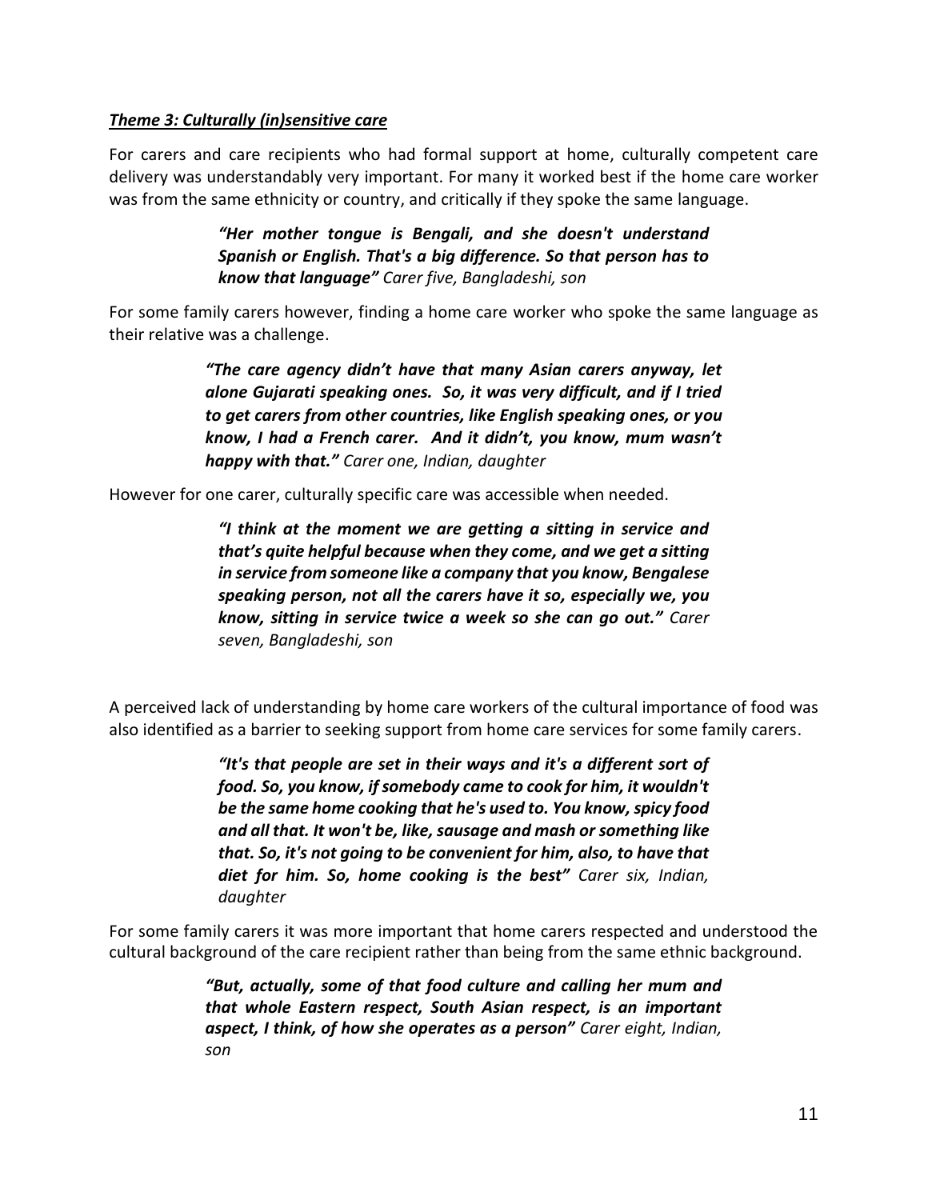***Theme 3: Culturally (in)sensitive care***

For carers and care recipients who had formal support at home, culturally competent care delivery was understandably very important. For many it worked best if the home care worker was from the same ethnicity or country, and critically if they spoke the same language.

> ***"Her mother tongue is Bengali, and she doesn't understand Spanish or English. That's a big difference. So that person has to know that language"*** *Carer five, Bangladeshi, son*

For some family carers however, finding a home care worker who spoke the same language as their relative was a challenge.

> ***"The care agency didn't have that many Asian carers anyway, let alone Gujarati speaking ones. So, it was very difficult, and if I tried to get carers from other countries, like English speaking ones, or you know, I had a French carer. And it didn't, you know, mum wasn't happy with that."*** *Carer one, Indian, daughter*

However for one carer, culturally specific care was accessible when needed.

> ***"I think at the moment we are getting a sitting in service and that's quite helpful because when they come, and we get a sitting in service from someone like a company that you know, Bengalese speaking person, not all the carers have it so, especially we, you know, sitting in service twice a week so she can go out."*** *Carer seven, Bangladeshi, son*

A perceived lack of understanding by home care workers of the cultural importance of food was also identified as a barrier to seeking support from home care services for some family carers.

> ***"It's that people are set in their ways and it's a different sort of food. So, you know, if somebody came to cook for him, it wouldn't be the same home cooking that he's used to. You know, spicy food and all that. It won't be, like, sausage and mash or something like that. So, it's not going to be convenient for him, also, to have that diet for him. So, home cooking is the best"*** *Carer six, Indian, daughter*

For some family carers it was more important that home carers respected and understood the cultural background of the care recipient rather than being from the same ethnic background.

> ***"But, actually, some of that food culture and calling her mum and that whole Eastern respect, South Asian respect, is an important aspect, I think, of how she operates as a person"*** *Carer eight, Indian, son*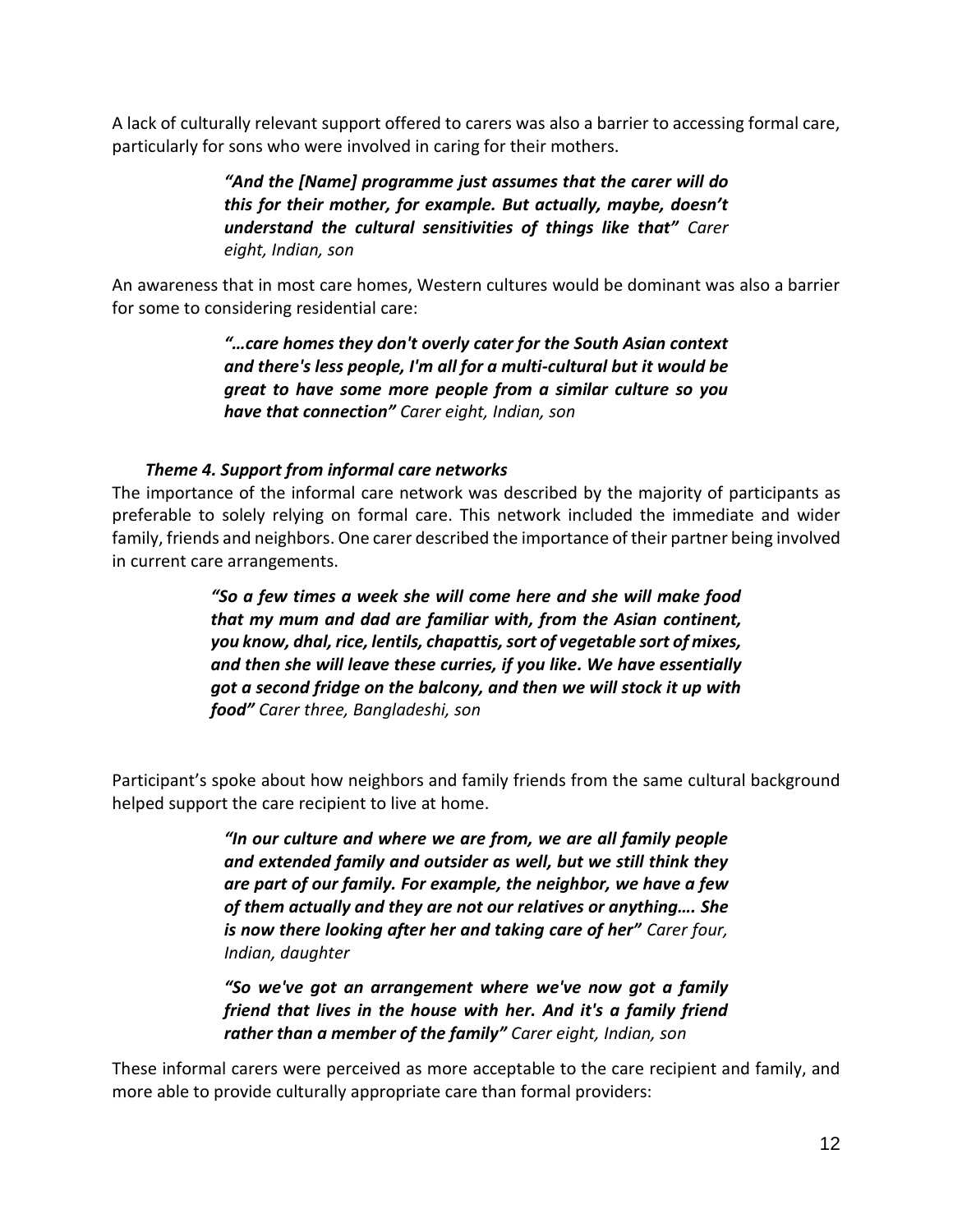A lack of culturally relevant support offered to carers was also a barrier to accessing formal care, particularly for sons who were involved in caring for their mothers.

> ***"And the [Name] programme just assumes that the carer will do this for their mother, for example. But actually, maybe, doesn't understand the cultural sensitivities of things like that"*** *Carer eight, Indian, son*

An awareness that in most care homes, Western cultures would be dominant was also a barrier for some to considering residential care:

> ***"…care homes they don't overly cater for the South Asian context and there's less people, I'm all for a multi-cultural but it would be great to have some more people from a similar culture so you have that connection"*** *Carer eight, Indian, son*

### *Theme 4. Support from informal care networks*

The importance of the informal care network was described by the majority of participants as preferable to solely relying on formal care. This network included the immediate and wider family, friends and neighbors. One carer described the importance of their partner being involved in current care arrangements.

> ***"So a few times a week she will come here and she will make food that my mum and dad are familiar with, from the Asian continent, you know, dhal, rice, lentils, chapattis, sort of vegetable sort of mixes, and then she will leave these curries, if you like. We have essentially got a second fridge on the balcony, and then we will stock it up with food"*** *Carer three, Bangladeshi, son*

Participant's spoke about how neighbors and family friends from the same cultural background helped support the care recipient to live at home.

> ***"In our culture and where we are from, we are all family people and extended family and outsider as well, but we still think they are part of our family. For example, the neighbor, we have a few of them actually and they are not our relatives or anything…. She is now there looking after her and taking care of her"*** *Carer four, Indian, daughter*

> ***"So we've got an arrangement where we've now got a family friend that lives in the house with her. And it's a family friend rather than a member of the family"*** *Carer eight, Indian, son*

These informal carers were perceived as more acceptable to the care recipient and family, and more able to provide culturally appropriate care than formal providers: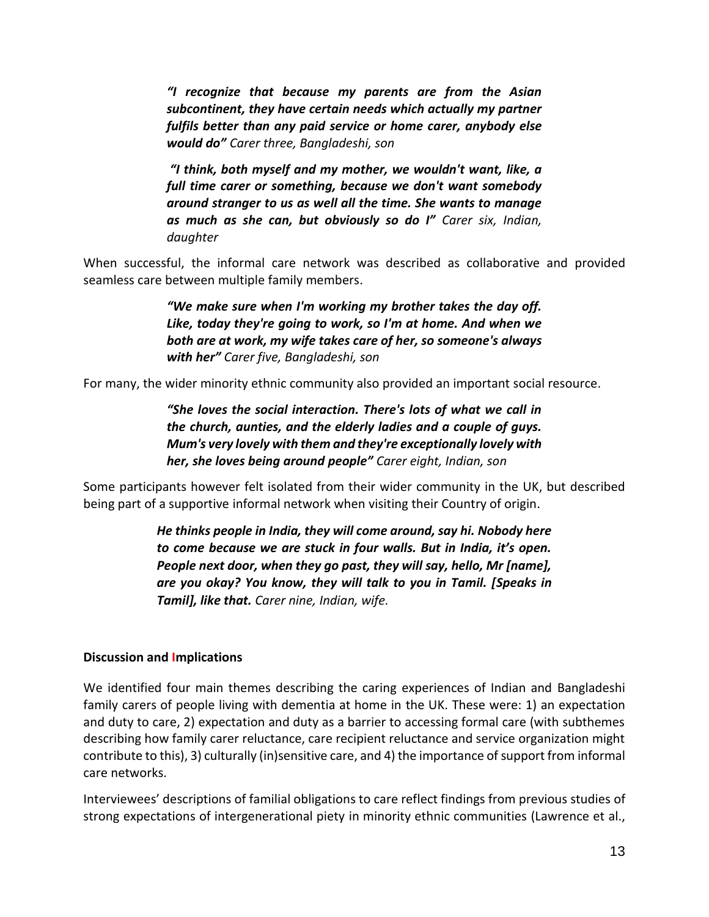> ***"I recognize that because my parents are from the Asian subcontinent, they have certain needs which actually my partner fulfils better than any paid service or home carer, anybody else would do"*** *Carer three, Bangladeshi, son*

> ***"I think, both myself and my mother, we wouldn't want, like, a full time carer or something, because we don't want somebody around stranger to us as well all the time. She wants to manage as much as she can, but obviously so do I"*** *Carer six, Indian, daughter*

When successful, the informal care network was described as collaborative and provided seamless care between multiple family members.

> ***"We make sure when I'm working my brother takes the day off. Like, today they're going to work, so I'm at home. And when we both are at work, my wife takes care of her, so someone's always with her"*** *Carer five, Bangladeshi, son*

For many, the wider minority ethnic community also provided an important social resource.

> ***"She loves the social interaction. There's lots of what we call in the church, aunties, and the elderly ladies and a couple of guys. Mum's very lovely with them and they're exceptionally lovely with her, she loves being around people"*** *Carer eight, Indian, son*

Some participants however felt isolated from their wider community in the UK, but described being part of a supportive informal network when visiting their Country of origin.

> ***He thinks people in India, they will come around, say hi. Nobody here to come because we are stuck in four walls. But in India, it's open. People next door, when they go past, they will say, hello, Mr [name], are you okay? You know, they will talk to you in Tamil. [Speaks in Tamil], like that.*** *Carer nine, Indian, wife.*

**Discussion and Implications**

We identified four main themes describing the caring experiences of Indian and Bangladeshi family carers of people living with dementia at home in the UK. These were: 1) an expectation and duty to care, 2) expectation and duty as a barrier to accessing formal care (with subthemes describing how family carer reluctance, care recipient reluctance and service organization might contribute to this), 3) culturally (in)sensitive care, and 4) the importance of support from informal care networks.

Interviewees' descriptions of familial obligations to care reflect findings from previous studies of strong expectations of intergenerational piety in minority ethnic communities (Lawrence et al.,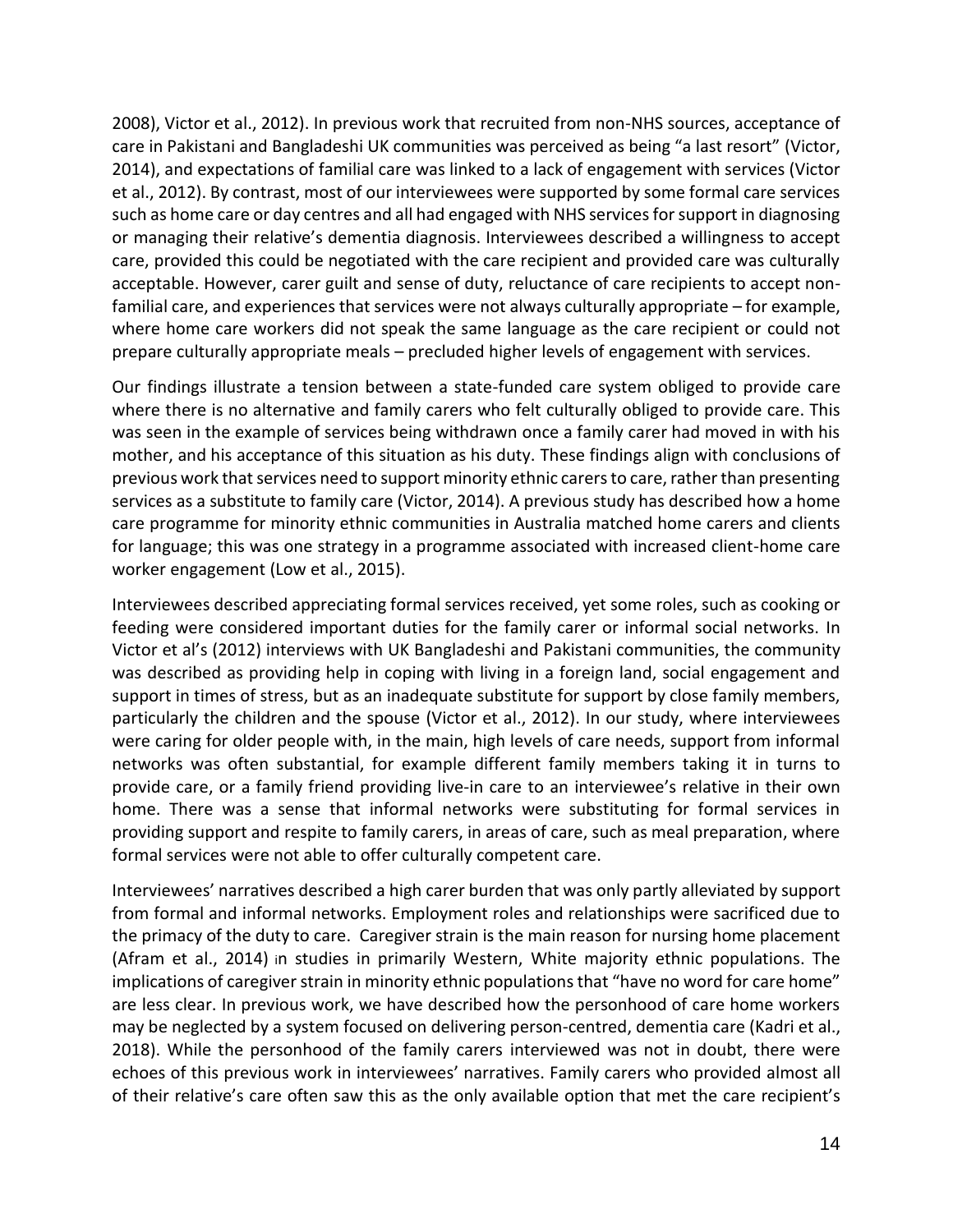2008), Victor et al., 2012). In previous work that recruited from non-NHS sources, acceptance of care in Pakistani and Bangladeshi UK communities was perceived as being "a last resort" (Victor, 2014), and expectations of familial care was linked to a lack of engagement with services (Victor et al., 2012). By contrast, most of our interviewees were supported by some formal care services such as home care or day centres and all had engaged with NHS services for support in diagnosing or managing their relative's dementia diagnosis. Interviewees described a willingness to accept care, provided this could be negotiated with the care recipient and provided care was culturally acceptable. However, carer guilt and sense of duty, reluctance of care recipients to accept non-familial care, and experiences that services were not always culturally appropriate – for example, where home care workers did not speak the same language as the care recipient or could not prepare culturally appropriate meals – precluded higher levels of engagement with services.

Our findings illustrate a tension between a state-funded care system obliged to provide care where there is no alternative and family carers who felt culturally obliged to provide care. This was seen in the example of services being withdrawn once a family carer had moved in with his mother, and his acceptance of this situation as his duty. These findings align with conclusions of previous work that services need to support minority ethnic carers to care, rather than presenting services as a substitute to family care (Victor, 2014). A previous study has described how a home care programme for minority ethnic communities in Australia matched home carers and clients for language; this was one strategy in a programme associated with increased client-home care worker engagement (Low et al., 2015).

Interviewees described appreciating formal services received, yet some roles, such as cooking or feeding were considered important duties for the family carer or informal social networks. In Victor et al's (2012) interviews with UK Bangladeshi and Pakistani communities, the community was described as providing help in coping with living in a foreign land, social engagement and support in times of stress, but as an inadequate substitute for support by close family members, particularly the children and the spouse (Victor et al., 2012). In our study, where interviewees were caring for older people with, in the main, high levels of care needs, support from informal networks was often substantial, for example different family members taking it in turns to provide care, or a family friend providing live-in care to an interviewee's relative in their own home. There was a sense that informal networks were substituting for formal services in providing support and respite to family carers, in areas of care, such as meal preparation, where formal services were not able to offer culturally competent care.

Interviewees' narratives described a high carer burden that was only partly alleviated by support from formal and informal networks. Employment roles and relationships were sacrificed due to the primacy of the duty to care. Caregiver strain is the main reason for nursing home placement (Afram et al., 2014) in studies in primarily Western, White majority ethnic populations. The implications of caregiver strain in minority ethnic populations that "have no word for care home" are less clear. In previous work, we have described how the personhood of care home workers may be neglected by a system focused on delivering person-centred, dementia care (Kadri et al., 2018). While the personhood of the family carers interviewed was not in doubt, there were echoes of this previous work in interviewees' narratives. Family carers who provided almost all of their relative's care often saw this as the only available option that met the care recipient's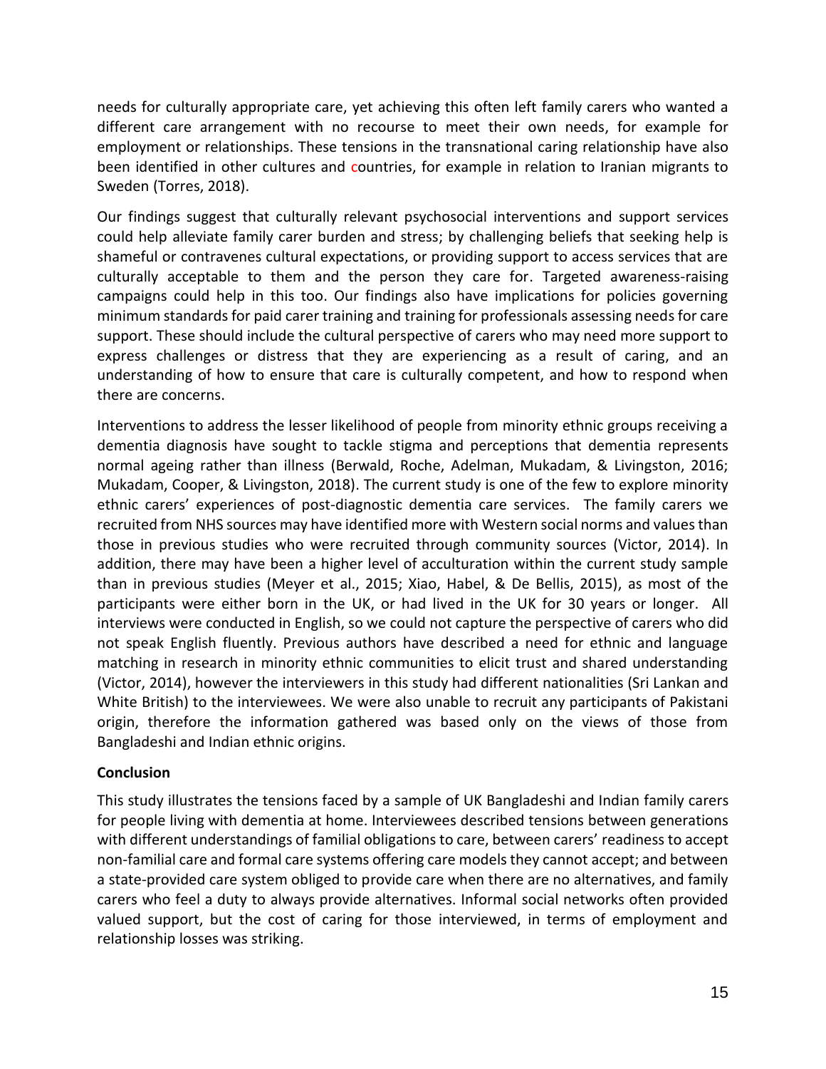needs for culturally appropriate care, yet achieving this often left family carers who wanted a different care arrangement with no recourse to meet their own needs, for example for employment or relationships. These tensions in the transnational caring relationship have also been identified in other cultures and countries, for example in relation to Iranian migrants to Sweden (Torres, 2018).

Our findings suggest that culturally relevant psychosocial interventions and support services could help alleviate family carer burden and stress; by challenging beliefs that seeking help is shameful or contravenes cultural expectations, or providing support to access services that are culturally acceptable to them and the person they care for. Targeted awareness-raising campaigns could help in this too. Our findings also have implications for policies governing minimum standards for paid carer training and training for professionals assessing needs for care support. These should include the cultural perspective of carers who may need more support to express challenges or distress that they are experiencing as a result of caring, and an understanding of how to ensure that care is culturally competent, and how to respond when there are concerns.

Interventions to address the lesser likelihood of people from minority ethnic groups receiving a dementia diagnosis have sought to tackle stigma and perceptions that dementia represents normal ageing rather than illness (Berwald, Roche, Adelman, Mukadam, & Livingston, 2016; Mukadam, Cooper, & Livingston, 2018). The current study is one of the few to explore minority ethnic carers' experiences of post-diagnostic dementia care services. The family carers we recruited from NHS sources may have identified more with Western social norms and values than those in previous studies who were recruited through community sources (Victor, 2014). In addition, there may have been a higher level of acculturation within the current study sample than in previous studies (Meyer et al., 2015; Xiao, Habel, & De Bellis, 2015), as most of the participants were either born in the UK, or had lived in the UK for 30 years or longer. All interviews were conducted in English, so we could not capture the perspective of carers who did not speak English fluently. Previous authors have described a need for ethnic and language matching in research in minority ethnic communities to elicit trust and shared understanding (Victor, 2014), however the interviewers in this study had different nationalities (Sri Lankan and White British) to the interviewees. We were also unable to recruit any participants of Pakistani origin, therefore the information gathered was based only on the views of those from Bangladeshi and Indian ethnic origins.

## Conclusion

This study illustrates the tensions faced by a sample of UK Bangladeshi and Indian family carers for people living with dementia at home. Interviewees described tensions between generations with different understandings of familial obligations to care, between carers' readiness to accept non-familial care and formal care systems offering care models they cannot accept; and between a state-provided care system obliged to provide care when there are no alternatives, and family carers who feel a duty to always provide alternatives. Informal social networks often provided valued support, but the cost of caring for those interviewed, in terms of employment and relationship losses was striking.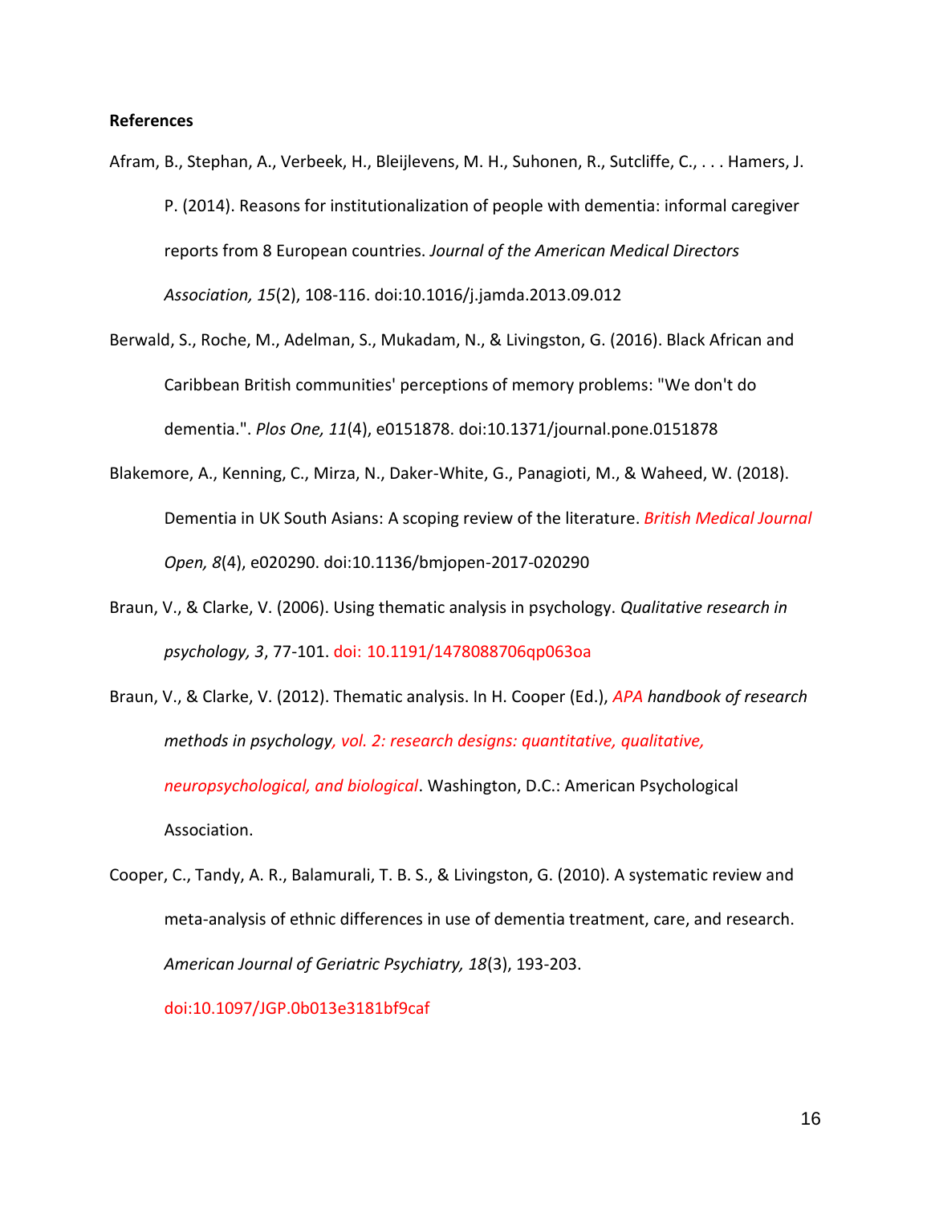**References**

Afram, B., Stephan, A., Verbeek, H., Bleijlevens, M. H., Suhonen, R., Sutcliffe, C., . . . Hamers, J. P. (2014). Reasons for institutionalization of people with dementia: informal caregiver reports from 8 European countries. *Journal of the American Medical Directors Association, 15*(2), 108-116. doi:10.1016/j.jamda.2013.09.012

Berwald, S., Roche, M., Adelman, S., Mukadam, N., & Livingston, G. (2016). Black African and Caribbean British communities' perceptions of memory problems: "We don't do dementia.". *Plos One, 11*(4), e0151878. doi:10.1371/journal.pone.0151878

Blakemore, A., Kenning, C., Mirza, N., Daker-White, G., Panagioti, M., & Waheed, W. (2018). Dementia in UK South Asians: A scoping review of the literature. *British Medical Journal Open, 8*(4), e020290. doi:10.1136/bmjopen-2017-020290

Braun, V., & Clarke, V. (2006). Using thematic analysis in psychology. *Qualitative research in psychology, 3*, 77-101. doi: 10.1191/1478088706qp063oa

Braun, V., & Clarke, V. (2012). Thematic analysis. In H. Cooper (Ed.), *APA handbook of research methods in psychology, vol. 2: research designs: quantitative, qualitative, neuropsychological, and biological*. Washington, D.C.: American Psychological Association.

Cooper, C., Tandy, A. R., Balamurali, T. B. S., & Livingston, G. (2010). A systematic review and meta-analysis of ethnic differences in use of dementia treatment, care, and research. *American Journal of Geriatric Psychiatry, 18*(3), 193-203. doi:10.1097/JGP.0b013e3181bf9caf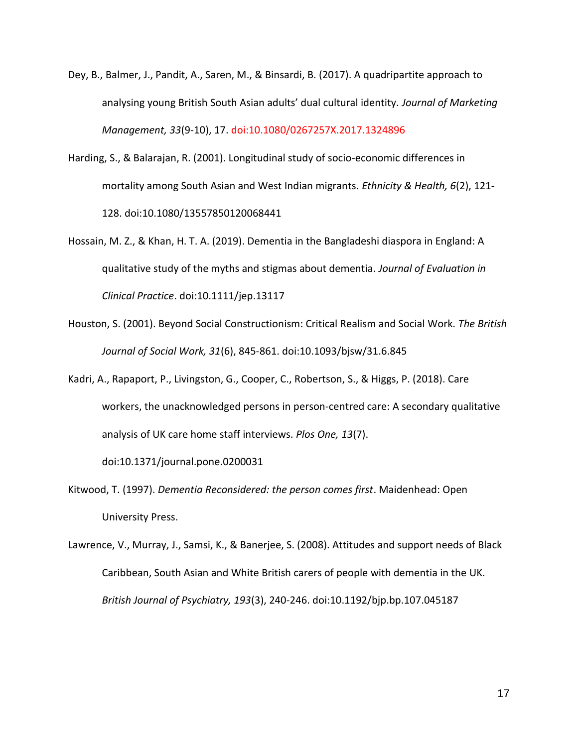Dey, B., Balmer, J., Pandit, A., Saren, M., & Binsardi, B. (2017). A quadripartite approach to analysing young British South Asian adults' dual cultural identity. *Journal of Marketing Management, 33*(9-10), 17. doi:10.1080/0267257X.2017.1324896

Harding, S., & Balarajan, R. (2001). Longitudinal study of socio-economic differences in mortality among South Asian and West Indian migrants. *Ethnicity & Health, 6*(2), 121-128. doi:10.1080/13557850120068441

Hossain, M. Z., & Khan, H. T. A. (2019). Dementia in the Bangladeshi diaspora in England: A qualitative study of the myths and stigmas about dementia. *Journal of Evaluation in Clinical Practice*. doi:10.1111/jep.13117

Houston, S. (2001). Beyond Social Constructionism: Critical Realism and Social Work. *The British Journal of Social Work, 31*(6), 845-861. doi:10.1093/bjsw/31.6.845

Kadri, A., Rapaport, P., Livingston, G., Cooper, C., Robertson, S., & Higgs, P. (2018). Care workers, the unacknowledged persons in person-centred care: A secondary qualitative analysis of UK care home staff interviews. *Plos One, 13*(7). doi:10.1371/journal.pone.0200031

Kitwood, T. (1997). *Dementia Reconsidered: the person comes first*. Maidenhead: Open University Press.

Lawrence, V., Murray, J., Samsi, K., & Banerjee, S. (2008). Attitudes and support needs of Black Caribbean, South Asian and White British carers of people with dementia in the UK. *British Journal of Psychiatry, 193*(3), 240-246. doi:10.1192/bjp.bp.107.045187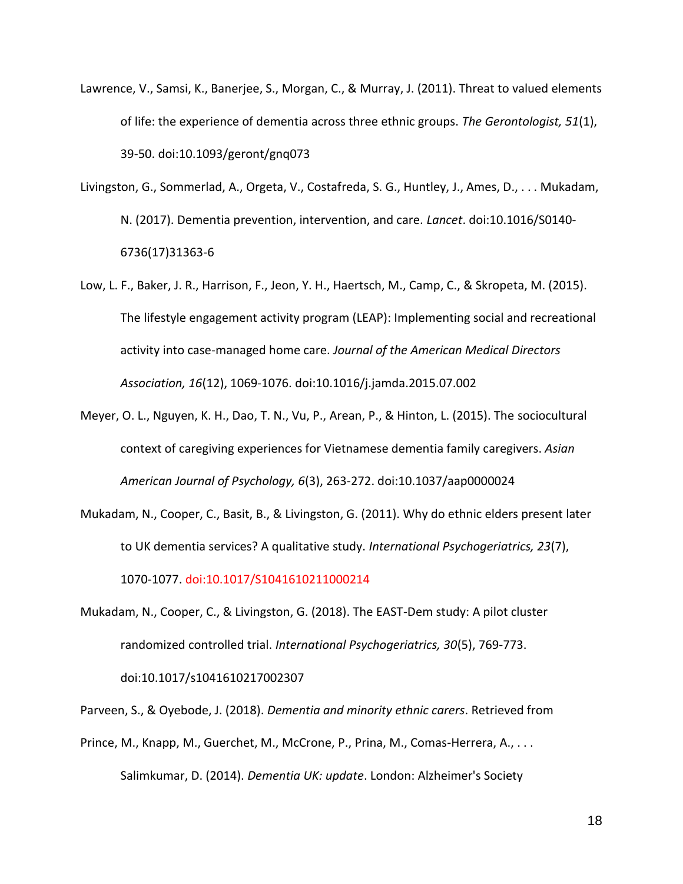Lawrence, V., Samsi, K., Banerjee, S., Morgan, C., & Murray, J. (2011). Threat to valued elements of life: the experience of dementia across three ethnic groups. *The Gerontologist, 51*(1), 39-50. doi:10.1093/geront/gnq073

Livingston, G., Sommerlad, A., Orgeta, V., Costafreda, S. G., Huntley, J., Ames, D., . . . Mukadam, N. (2017). Dementia prevention, intervention, and care. *Lancet*. doi:10.1016/S0140-6736(17)31363-6

Low, L. F., Baker, J. R., Harrison, F., Jeon, Y. H., Haertsch, M., Camp, C., & Skropeta, M. (2015). The lifestyle engagement activity program (LEAP): Implementing social and recreational activity into case-managed home care. *Journal of the American Medical Directors Association, 16*(12), 1069-1076. doi:10.1016/j.jamda.2015.07.002

Meyer, O. L., Nguyen, K. H., Dao, T. N., Vu, P., Arean, P., & Hinton, L. (2015). The sociocultural context of caregiving experiences for Vietnamese dementia family caregivers. *Asian American Journal of Psychology, 6*(3), 263-272. doi:10.1037/aap0000024

Mukadam, N., Cooper, C., Basit, B., & Livingston, G. (2011). Why do ethnic elders present later to UK dementia services? A qualitative study. *International Psychogeriatrics, 23*(7), 1070-1077. doi:10.1017/S1041610211000214

Mukadam, N., Cooper, C., & Livingston, G. (2018). The EAST-Dem study: A pilot cluster randomized controlled trial. *International Psychogeriatrics, 30*(5), 769-773. doi:10.1017/s1041610217002307

Parveen, S., & Oyebode, J. (2018). *Dementia and minority ethnic carers*. Retrieved from

Prince, M., Knapp, M., Guerchet, M., McCrone, P., Prina, M., Comas-Herrera, A., . . . Salimkumar, D. (2014). *Dementia UK: update*. London: Alzheimer's Society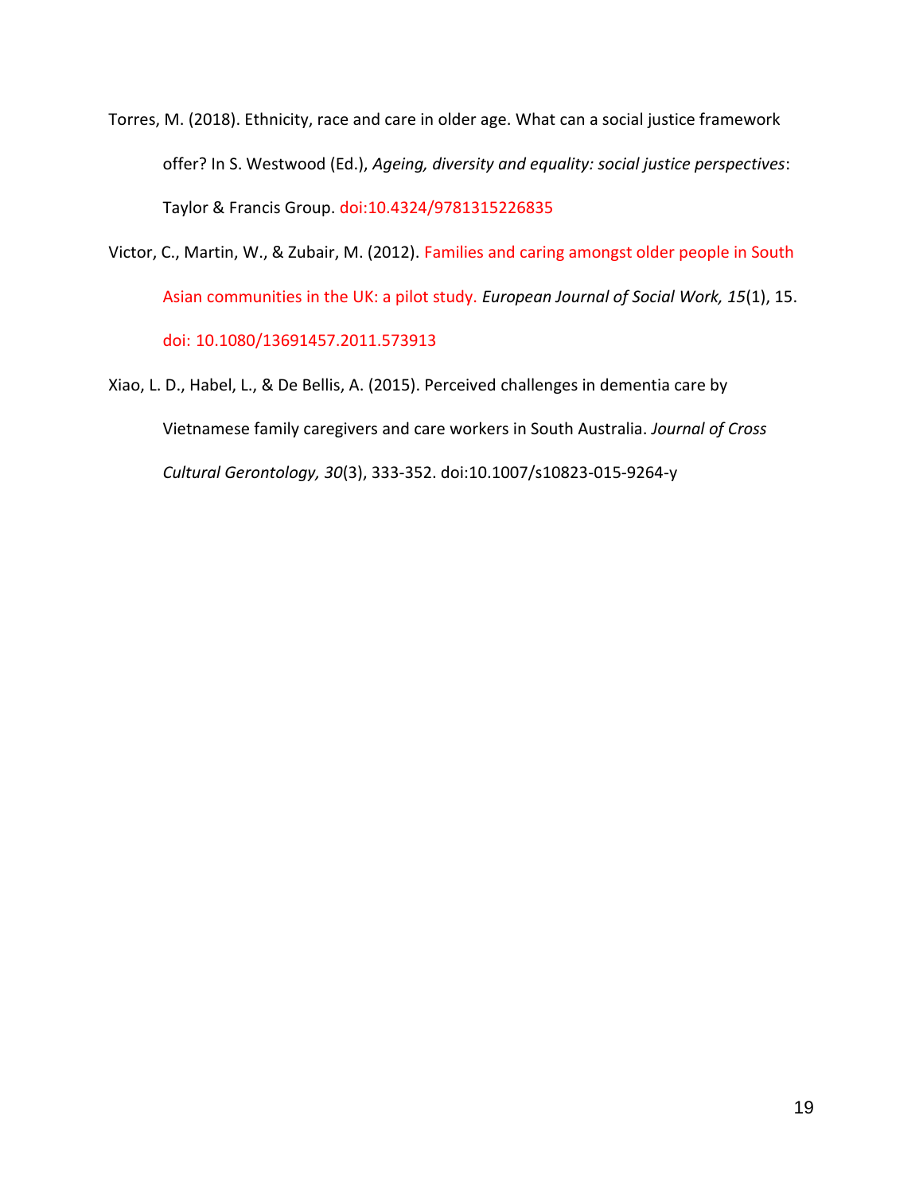Torres, M. (2018). Ethnicity, race and care in older age. What can a social justice framework offer? In S. Westwood (Ed.), *Ageing, diversity and equality: social justice perspectives*: Taylor & Francis Group. doi:10.4324/9781315226835

Victor, C., Martin, W., & Zubair, M. (2012). Families and caring amongst older people in South Asian communities in the UK: a pilot study. *European Journal of Social Work, 15*(1), 15. doi: 10.1080/13691457.2011.573913

Xiao, L. D., Habel, L., & De Bellis, A. (2015). Perceived challenges in dementia care by Vietnamese family caregivers and care workers in South Australia. *Journal of Cross Cultural Gerontology, 30*(3), 333-352. doi:10.1007/s10823-015-9264-y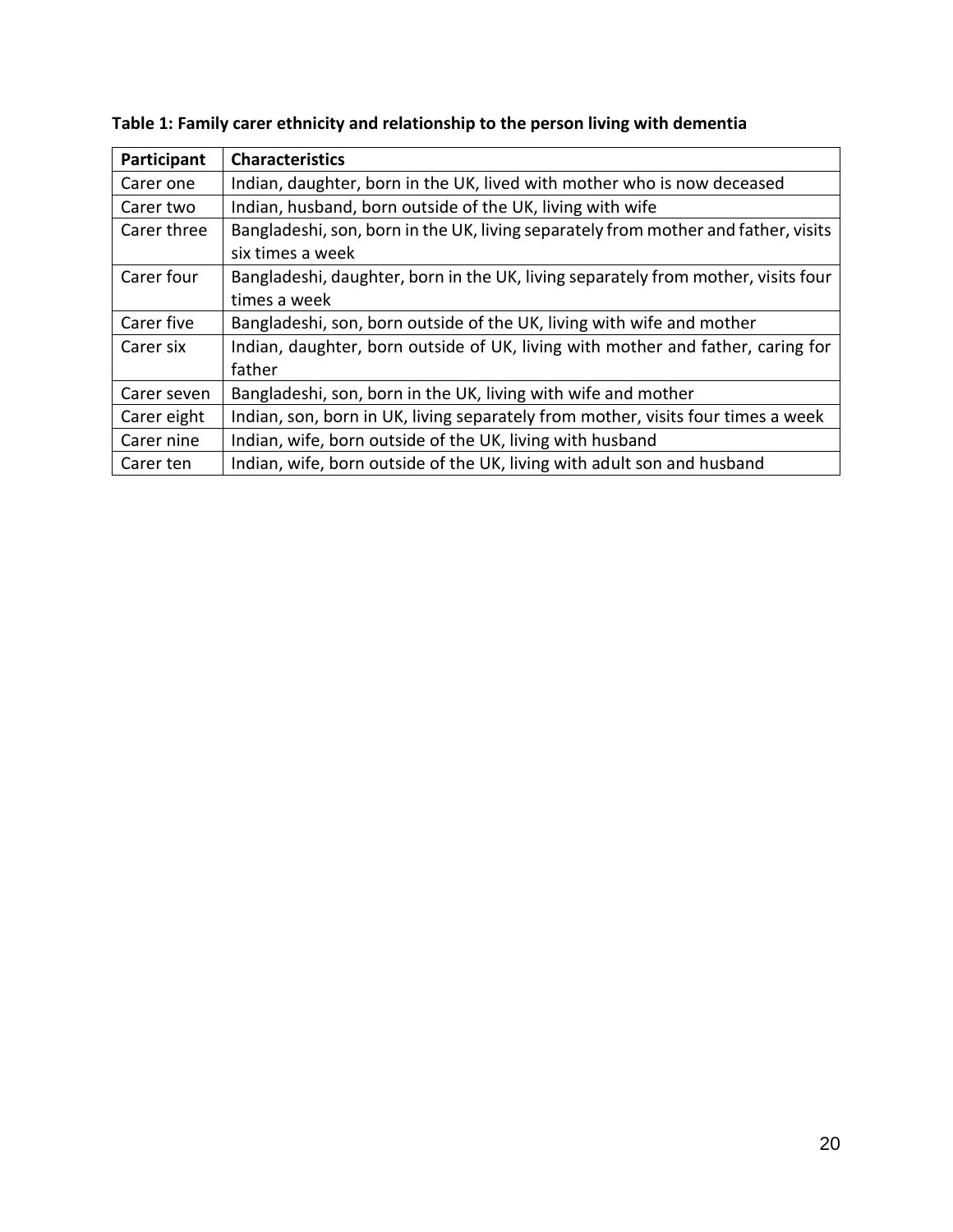**Table 1: Family carer ethnicity and relationship to the person living with dementia**

| Participant | Characteristics |
| --- | --- |
| Carer one | Indian, daughter, born in the UK, lived with mother who is now deceased |
| Carer two | Indian, husband, born outside of the UK, living with wife |
| Carer three | Bangladeshi, son, born in the UK, living separately from mother and father, visits six times a week |
| Carer four | Bangladeshi, daughter, born in the UK, living separately from mother, visits four times a week |
| Carer five | Bangladeshi, son, born outside of the UK, living with wife and mother |
| Carer six | Indian, daughter, born outside of UK, living with mother and father, caring for father |
| Carer seven | Bangladeshi, son, born in the UK, living with wife and mother |
| Carer eight | Indian, son, born in UK, living separately from mother, visits four times a week |
| Carer nine | Indian, wife, born outside of the UK, living with husband |
| Carer ten | Indian, wife, born outside of the UK, living with adult son and husband |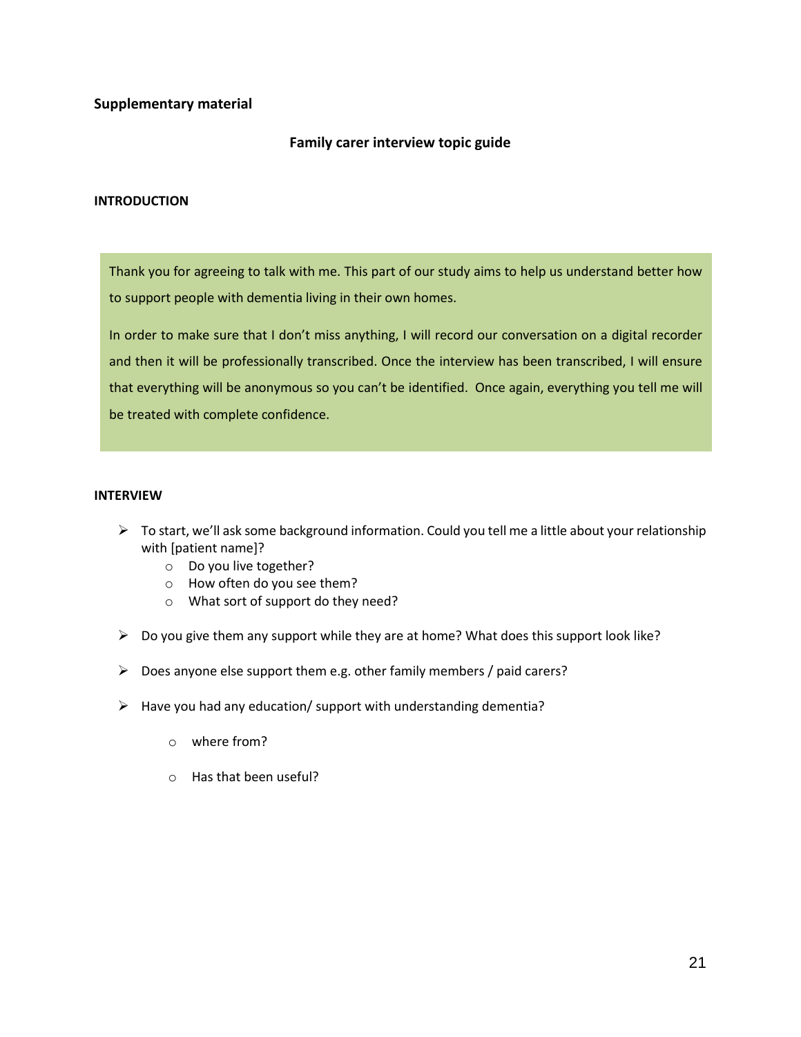**Supplementary material**

## Family carer interview topic guide

**INTRODUCTION**

Thank you for agreeing to talk with me. This part of our study aims to help us understand better how to support people with dementia living in their own homes.

In order to make sure that I don't miss anything, I will record our conversation on a digital recorder and then it will be professionally transcribed. Once the interview has been transcribed, I will ensure that everything will be anonymous so you can't be identified. Once again, everything you tell me will be treated with complete confidence.

**INTERVIEW**

- To start, we'll ask some background information. Could you tell me a little about your relationship with [patient name]?
  - Do you live together?
  - How often do you see them?
  - What sort of support do they need?
- Do you give them any support while they are at home? What does this support look like?
- Does anyone else support them e.g. other family members / paid carers?
- Have you had any education/ support with understanding dementia?
  - where from?
  - Has that been useful?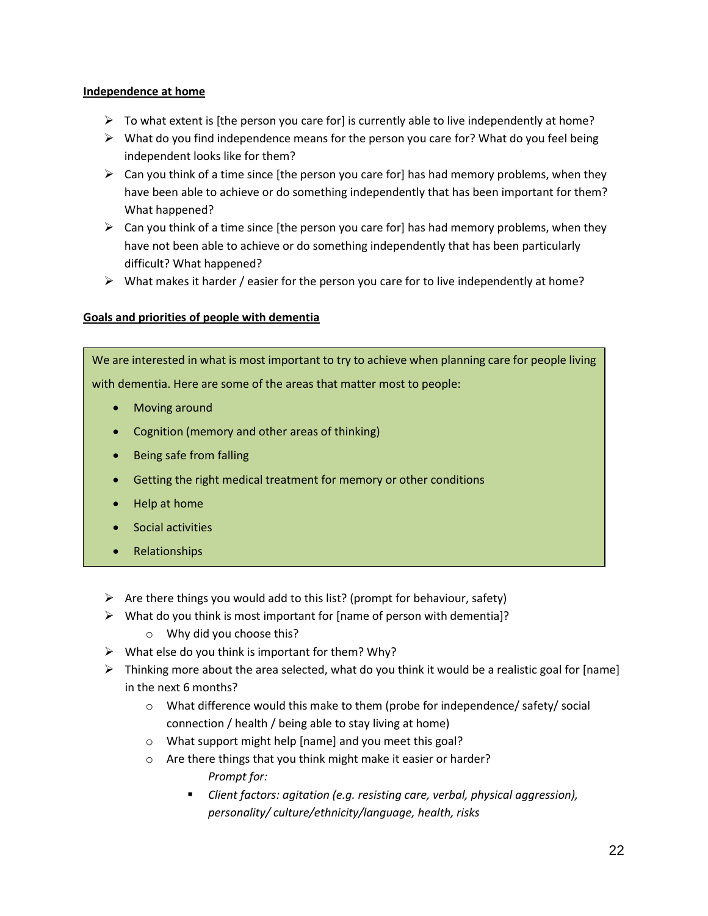**Independence at home**

- To what extent is [the person you care for] is currently able to live independently at home?
- What do you find independence means for the person you care for? What do you feel being independent looks like for them?
- Can you think of a time since [the person you care for] has had memory problems, when they have been able to achieve or do something independently that has been important for them? What happened?
- Can you think of a time since [the person you care for] has had memory problems, when they have not been able to achieve or do something independently that has been particularly difficult? What happened?
- What makes it harder / easier for the person you care for to live independently at home?

**Goals and priorities of people with dementia**

> We are interested in what is most important to try to achieve when planning care for people living with dementia. Here are some of the areas that matter most to people:
>
> - Moving around
> - Cognition (memory and other areas of thinking)
> - Being safe from falling
> - Getting the right medical treatment for memory or other conditions
> - Help at home
> - Social activities
> - Relationships

- Are there things you would add to this list? (prompt for behaviour, safety)
- What do you think is most important for [name of person with dementia]?
  - Why did you choose this?
- What else do you think is important for them? Why?
- Thinking more about the area selected, what do you think it would be a realistic goal for [name] in the next 6 months?
  - What difference would this make to them (probe for independence/ safety/ social connection / health / being able to stay living at home)
  - What support might help [name] and you meet this goal?
  - Are there things that you think might make it easier or harder?

    *Prompt for:*
    - *Client factors: agitation (e.g. resisting care, verbal, physical aggression), personality/ culture/ethnicity/language, health, risks*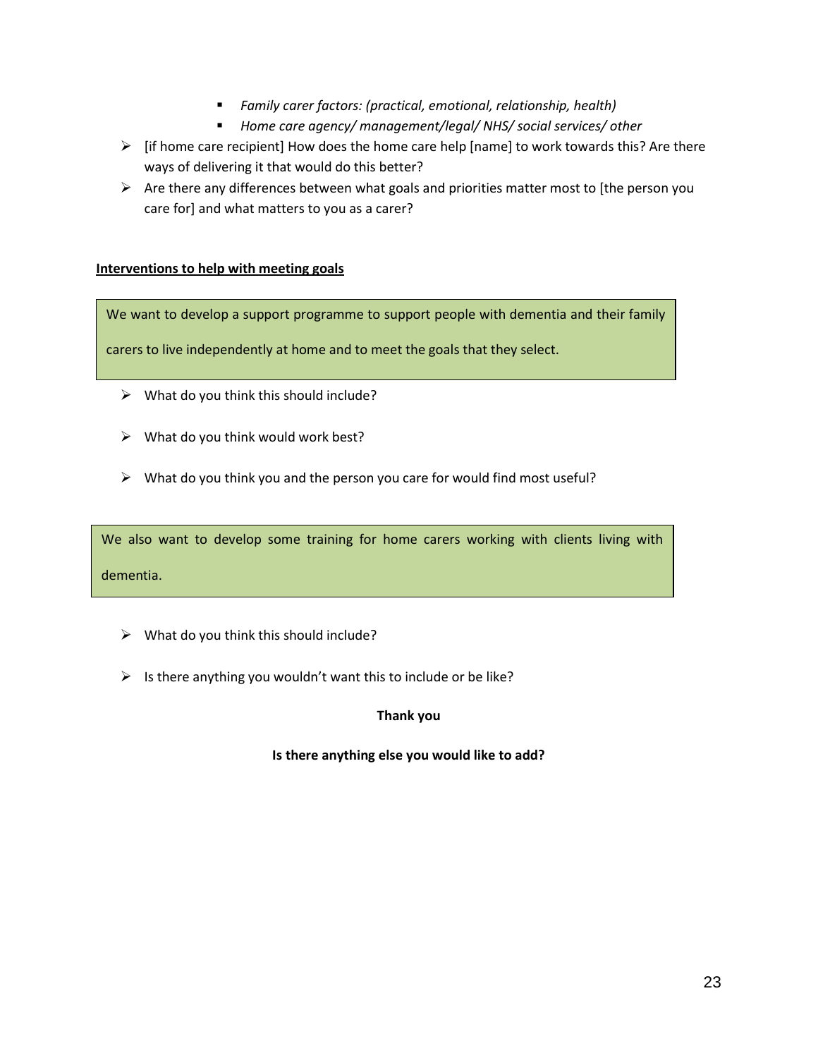- *Family carer factors: (practical, emotional, relationship, health)*
    - *Home care agency/ management/legal/ NHS/ social services/ other*
- [if home care recipient] How does the home care help [name] to work towards this? Are there ways of delivering it that would do this better?
- Are there any differences between what goals and priorities matter most to [the person you care for] and what matters to you as a carer?

**Interventions to help with meeting goals**

> We want to develop a support programme to support people with dementia and their family carers to live independently at home and to meet the goals that they select.

- What do you think this should include?
- What do you think would work best?
- What do you think you and the person you care for would find most useful?

> We also want to develop some training for home carers working with clients living with dementia.

- What do you think this should include?
- Is there anything you wouldn't want this to include or be like?

**Thank you**

**Is there anything else you would like to add?**